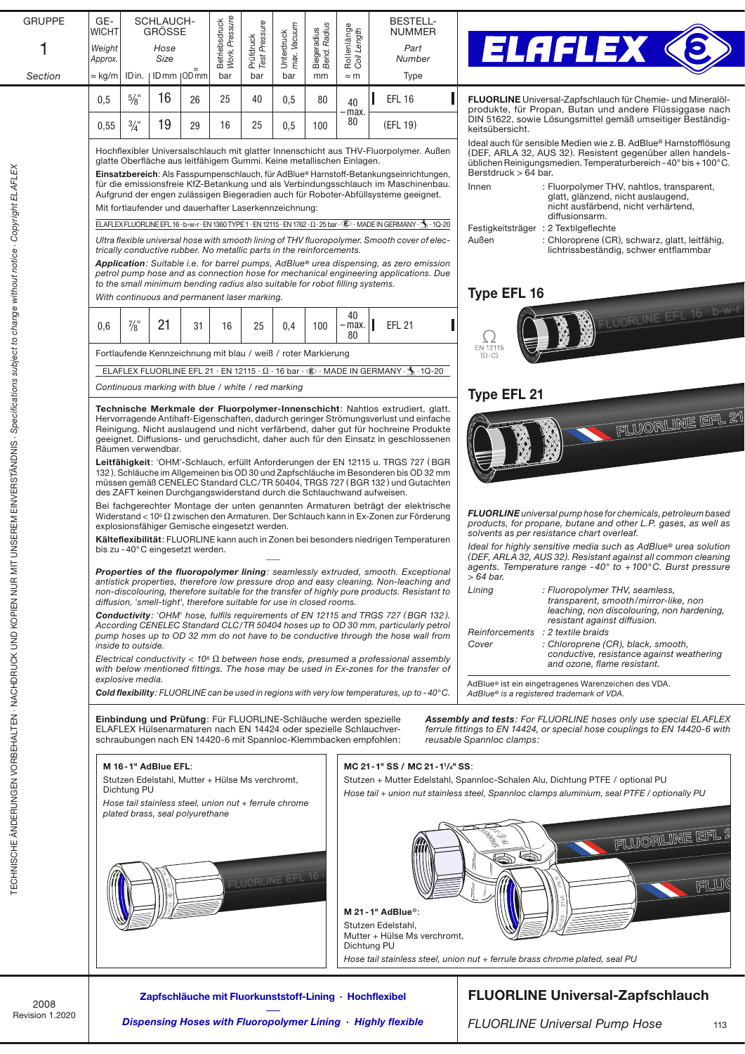# ELAFLEX

| GRUPPE 1 Section | GEWICHT Weight Approx. ≈ kg/m | SCHLAUCHGRÖSSE Hose Size ID in. | ID mm | ≈ OD mm | Betriebsdruck Work. Pressure bar | Prüfdruck Test Pressure bar | Unterdruck max. Vacuum bar | Biegeradius Bend. Radius mm | Rollenlänge Coil Length ≈ m | BESTELL-NUMMER Part Number Type |
|---|---|---|---|---|---|---|---|---|---|---|
| | 0,5 | 5/8" | 16 | 26 | 25 | 40 | 0,5 | 80 | 40 – max. 80 | EFL 16 |
| | 0,55 | 3/4" | 19 | 29 | 16 | 25 | 0,5 | 100 | | (EFL 19) |

Hochflexibler Universalschlauch mit glatter Innenschicht aus THV-Fluorpolymer. Außen glatte Oberfläche aus leitfähigem Gummi. Keine metallischen Einlagen.

**Einsatzbereich**: Als Fasspumpenschlauch, für AdBlue® Harnstoff-Betankungseinrichtungen, für die emissionsfreie KfZ-Betankung und als Verbindungsschlauch im Maschinenbau. Aufgrund der engen zulässigen Biegeradien auch für Roboter-Abfüllsysteme geeignet.

Mit fortlaufender und dauerhafter Laserkennzeichnung:

ELAFLEX FLUORLINE EFL 16 · b-w-r · EN 1360 TYPE 1 · EN 12115 · EN 1762 · Ω · 25 bar · Ⓔ · MADE IN GERMANY · 1Q-20

*Ultra flexible universal hose with smooth lining of THV fluoropolymer. Smooth cover of electrically conductive rubber. No metallic parts in the reinforcements.*

***Application**: Suitable i.e. for barrel pumps, AdBlue® urea dispensing, as zero emission petrol pump hose and as connection hose for mechanical engineering applications. Due to the small minimum bending radius also suitable for robot filling systems.*

*With continuous and permanent laser marking.*

| GRUPPE | GEWICHT ≈ kg/m | ID in. | ID mm | ≈ OD mm | Betriebsdruck bar | Prüfdruck bar | Unterdruck bar | Biegeradius mm | Rollenlänge ≈ m | Type |
|---|---|---|---|---|---|---|---|---|---|---|
| | 0,6 | 7/8" | 21 | 31 | 16 | 25 | 0,4 | 100 | 40 – max. 80 | EFL 21 |

Fortlaufende Kennzeichnung mit blau / weiß / roter Markierung

ELAFLEX FLUORLINE EFL 21 · EN 12115 · Ω · 16 bar · Ⓔ · MADE IN GERMANY · 1Q-20

*Continuous marking with blue / white / red marking*

**Technische Merkmale der Fluorpolymer-Innenschicht**: Nahtlos extrudiert, glatt. Hervorragende Antihaft-Eigenschaften, dadurch geringer Strömungsverlust und einfache Reinigung. Nicht auslaugend und nicht verfärbend, daher gut für hochreine Produkte geeignet. Diffusions- und geruchsdicht, daher auch für den Einsatz in geschlossenen Räumen verwendbar.

**Leitfähigkeit**: 'OHM'-Schlauch, erfüllt Anforderungen der EN 12115 u. TRGS 727 (BGR 132). Schläuche im Allgemeinen bis OD 30 und Zapfschläuche im Besonderen bis OD 32 mm müssen gemäß CENELEC Standard CLC/TR 50404, TRGS 727 (BGR 132) und Gutachten des ZAFT keinen Durchgangswiderstand durch die Schlauchwand aufweisen.

Bei fachgerechter Montage der unten genannten Armaturen beträgt der elektrische Widerstand < $10^6$ Ω zwischen den Armaturen. Der Schlauch kann in Ex-Zonen zur Förderung explosionsfähiger Gemische eingesetzt werden.

**Kälteflexibilität**: FLUORLINE kann auch in Zonen bei besonders niedrigen Temperaturen bis zu -40°C eingesetzt werden.

***Properties of the fluoropolymer lining**: seamlessly extruded, smooth. Exceptional antistick properties, therefore low pressure drop and easy cleaning. Non-leaching and non-discolouring, therefore suitable for the transfer of highly pure products. Resistant to diffusion, 'smell-tight', therefore suitable for use in closed rooms.*

***Conductivity**: 'OHM' hose, fulfils requirements of EN 12115 and TRGS 727 (BGR 132). According CENELEC Standard CLC/TR 50404 hoses up to OD 30 mm, particularly petrol pump hoses up to OD 32 mm do not have to be conductive through the hose wall from inside to outside.*

*Electrical conductivity < $10^6$ Ω between hose ends, presumed a professional assembly with below mentioned fittings. The hose may be used in Ex-zones for the transfer of explosive media.*

***Cold flexibility**: FLUORLINE can be used in regions with very low temperatures, up to -40°C.*

**FLUORLINE** Universal-Zapfschlauch für Chemie- und Mineralölprodukte, für Propan, Butan und andere Flüssiggase nach DIN 51622, sowie Lösungsmittel gemäß umseitiger Beständigkeitsübersicht.

Ideal auch für sensible Medien wie z.B. AdBlue® Harnstofflösung (DEF, ARLA 32, AUS 32). Resistent gegenüber allen handelsüblichen Reinigungsmedien. Temperaturbereich -40° bis +100°C. Berstdruck > 64 bar.

- Innen: Fluorpolymer THV, nahtlos, transparent, glatt, glänzend, nicht auslaugend, nicht ausfärbend, nicht verhärtend, diffusionsarm.
- Festigkeitsträger: 2 Textilgeflechte
- Außen: Chloropren (CR), schwarz, glatt, leitfähig, lichtrissbeständig, schwer entflammbar

## Type EFL 16

EN 12115 (Ω-C)

## Type EFL 21

***FLUORLINE** universal pump hose for chemicals, petroleum based products, for propane, butane and other L.P. gases, as well as solvents as per resistance chart overleaf.*

*Ideal for highly sensitive media such as AdBlue® urea solution (DEF, ARLA 32, AUS 32). Resistant against all common cleaning agents. Temperature range -40° to +100°C. Burst pressure > 64 bar.*

- *Lining: Fluoropolymer THV, seamless, transparent, smooth/mirror-like, non leaching, non discolouring, non hardening, resistant against diffusion.*
- *Reinforcements: 2 textile braids*
- *Cover: Chloroprene (CR), black, smooth, conductive, resistance against weathering and ozone, flame resistant.*

AdBlue® ist ein eingetragenes Warenzeichen des VDA.
*AdBlue® is a registered trademark of VDA.*

**Einbindung und Prüfung**: Für FLUORLINE-Schläuche werden spezielle ELAFLEX Hülsenarmaturen nach EN 14424 oder spezielle Schlauchverschraubungen nach EN 14420-6 mit Spannloc-Klemmbacken empfohlen:

***Assembly and tests**: For FLUORLINE hoses only use special ELAFLEX ferrule fittings to EN 14424, or special hose couplings to EN 14420-6 with reusable Spannloc clamps:*

**M 16-1" AdBlue EFL**:
Stutzen Edelstahl, Mutter + Hülse Ms verchromt, Dichtung PU
*Hose tail stainless steel, union nut + ferrule chrome plated brass, seal polyurethane*

**MC 21-1" SS / MC 21-1¼" SS**:
Stutzen + Mutter Edelstahl, Spannloc-Schalen Alu, Dichtung PTFE / optional PU
*Hose tail + union nut stainless steel, Spannloc clamps aluminium, seal PTFE / optionally PU*

**M 21-1" AdBlue®**:
Stutzen Edelstahl, Mutter + Hülse Ms verchromt, Dichtung PU
*Hose tail stainless steel, union nut + ferrule brass chrome plated, seal PU*

**Zapfschläuche mit Fluorkunststoff-Lining · Hochflexibel**
***Dispensing Hoses with Fluoropolymer Lining · Highly flexible***

**FLUORLINE Universal-Zapfschlauch**
*FLUORLINE Universal Pump Hose*

2008 Revision 1.2020

TECHNISCHE ÄNDERUNGEN VORBEHALTEN · NACHDRUCK UND KOPIEN NUR MIT UNSEREM EINVERSTÄNDNIS · *Specifications subject to change without notice · Copyright ELAFLEX*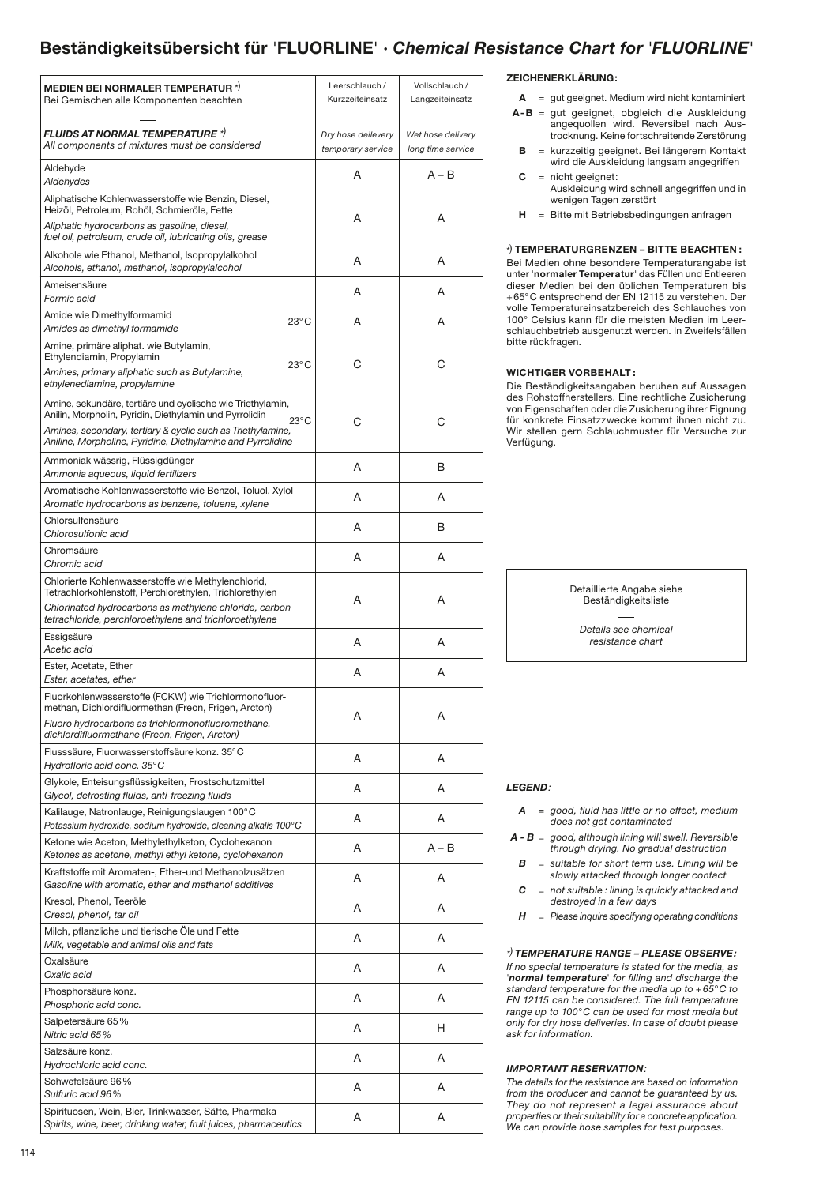## Beständigkeitsübersicht für 'FLUORLINE' · *Chemical Resistance Chart for 'FLUORLINE'*

| MEDIEN BEI NORMALER TEMPERATUR *) Bei Gemischen alle Komponenten beachten — *FLUIDS AT NORMAL TEMPERATURE \*) All components of mixtures must be considered* | | Leerschlauch / Kurzzeiteinsatz — *Dry hose deilevery temporary service* | Vollschlauch / Langzeiteinsatz — *Wet hose delivery long time service* |
|---|---|---|---|
| Aldehyde *Aldehydes* | | A | A – B |
| Aliphatische Kohlenwasserstoffe wie Benzin, Diesel, Heizöl, Petroleum, Rohöl, Schmieröle, Fette *Aliphatic hydrocarbons as gasoline, diesel, fuel oil, petroleum, crude oil, lubricating oils, grease* | | A | A |
| Alkohole wie Ethanol, Methanol, Isopropylalkohol *Alcohols, ethanol, methanol, isopropylalcohol* | | A | A |
| Ameisensäure *Formic acid* | | A | A |
| Amide wie Dimethylformamid *Amides as dimethyl formamide* | 23°C | A | A |
| Amine, primäre aliphat. wie Butylamin, Ethylendiamin, Propylamin *Amines, primary aliphatic such as Butylamine, ethylenediamine, propylamine* | 23°C | C | C |
| Amine, sekundäre, tertiäre und cyclische wie Triethylamin, Anilin, Morpholin, Pyridin, Diethylamin und Pyrrolidin *Amines, secondary, tertiary & cyclic such as Triethylamine, Aniline, Morpholine, Pyridine, Diethylamine and Pyrrolidine* | 23°C | C | C |
| Ammoniak wässrig, Flüssigdünger *Ammonia aqueous, liquid fertilizers* | | A | B |
| Aromatische Kohlenwasserstoffe wie Benzol, Toluol, Xylol *Aromatic hydrocarbons as benzene, toluene, xylene* | | A | A |
| Chlorsulfonsäure *Chlorosulfonic acid* | | A | B |
| Chromsäure *Chromic acid* | | A | A |
| Chlorierte Kohlenwasserstoffe wie Methylenchlorid, Tetrachlorkohlenstoff, Perchlorethylen, Trichlorethylen *Chlorinated hydrocarbons as methylene chloride, carbon tetrachloride, perchloroethylene and trichloroethylene* | | A | A |
| Essigsäure *Acetic acid* | | A | A |
| Ester, Acetate, Ether *Ester, acetates, ether* | | A | A |
| Fluorkohlenwasserstoffe (FCKW) wie Trichlormonofluormethan, Dichlordifluormethan (Freon, Frigen, Arcton) *Fluoro hydrocarbons as trichlormonofluoromethane, dichlordifluormethane (Freon, Frigen, Arcton)* | | A | A |
| Flusssäure, Fluorwasserstoffsäure konz. 35°C *Hydrofloric acid conc. 35°C* | | A | A |
| Glykole, Enteisungsflüssigkeiten, Frostschutzmittel *Glycol, defrosting fluids, anti-freezing fluids* | | A | A |
| Kalilauge, Natronlauge, Reinigungslaugen 100°C *Potassium hydroxide, sodium hydroxide, cleaning alkalis 100°C* | | A | A |
| Ketone wie Aceton, Methylethylketon, Cyclohexanon *Ketones as acetone, methyl ethyl ketone, cyclohexanon* | | A | A – B |
| Kraftstoffe mit Aromaten-, Ether-und Methanolzusätzen *Gasoline with aromatic, ether and methanol additives* | | A | A |
| Kresol, Phenol, Teeröle *Cresol, phenol, tar oil* | | A | A |
| Milch, pflanzliche und tierische Öle und Fette *Milk, vegetable and animal oils and fats* | | A | A |
| Oxalsäure *Oxalic acid* | | A | A |
| Phosphorsäure konz. *Phosphoric acid conc.* | | A | A |
| Salpetersäure 65% *Nitric acid 65%* | | A | H |
| Salzsäure konz. *Hydrochloric acid conc.* | | A | A |
| Schwefelsäure 96% *Sulfuric acid 96%* | | A | A |
| Spirituosen, Wein, Bier, Trinkwasser, Säfte, Pharmaka *Spirits, wine, beer, drinking water, fruit juices, pharmaceutics* | | A | A |

**ZEICHENERKLÄRUNG:**

- **A** = gut geeignet. Medium wird nicht kontaminiert
- **A-B** = gut geeignet, obgleich die Auskleidung angequollen wird. Reversibel nach Austrocknung. Keine fortschreitende Zerstörung
- **B** = kurzzeitig geeignet. Bei längerem Kontakt wird die Auskleidung langsam angegriffen
- **C** = nicht geeignet: Auskleidung wird schnell angegriffen und in wenigen Tagen zerstört
- **H** = Bitte mit Betriebsbedingungen anfragen

**\*) TEMPERATURGRENZEN – BITTE BEACHTEN:**
Bei Medien ohne besondere Temperaturangabe ist unter '**normaler Temperatur**' das Füllen und Entleeren dieser Medien bei den üblichen Temperaturen bis +65°C entsprechend der EN 12115 zu verstehen. Der volle Temperatureinsatzbereich des Schlauches von 100° Celsius kann für die meisten Medien im Leerschlauchbetrieb ausgenutzt werden. In Zweifelsfällen bitte rückfragen.

**WICHTIGER VORBEHALT:**
Die Beständigkeitsangaben beruhen auf Aussagen des Rohstoffherstellers. Eine rechtliche Zusicherung von Eigenschaften oder die Zusicherung ihrer Eignung für konkrete Einsatzzwecke kommt ihnen nicht zu. Wir stellen gern Schlauchmuster für Versuche zur Verfügung.

Detaillierte Angabe siehe Beständigkeitsliste

*Details see chemical resistance chart*

***LEGEND:***

- ***A*** = *good, fluid has little or no effect, medium does not get contaminated*
- ***A - B*** = *good, although lining will swell. Reversible through drying. No gradual destruction*
- ***B*** = *suitable for short term use. Lining will be slowly attacked through longer contact*
- ***C*** = *not suitable: lining is quickly attacked and destroyed in a few days*
- ***H*** = *Please inquire specifying operating conditions*

***\*) TEMPERATURE RANGE – PLEASE OBSERVE:***
*If no special temperature is stated for the media, as '**normal temperature**' for filling and discharge the standard temperature for the media up to +65°C to EN 12115 can be considered. The full temperature range up to 100°C can be used for most media but only for dry hose deliveries. In case of doubt please ask for information.*

***IMPORTANT RESERVATION:***
*The details for the resistance are based on information from the producer and cannot be guaranteed by us. They do not represent a legal assurance about properties or their suitability for a concrete application. We can provide hose samples for test purposes.*